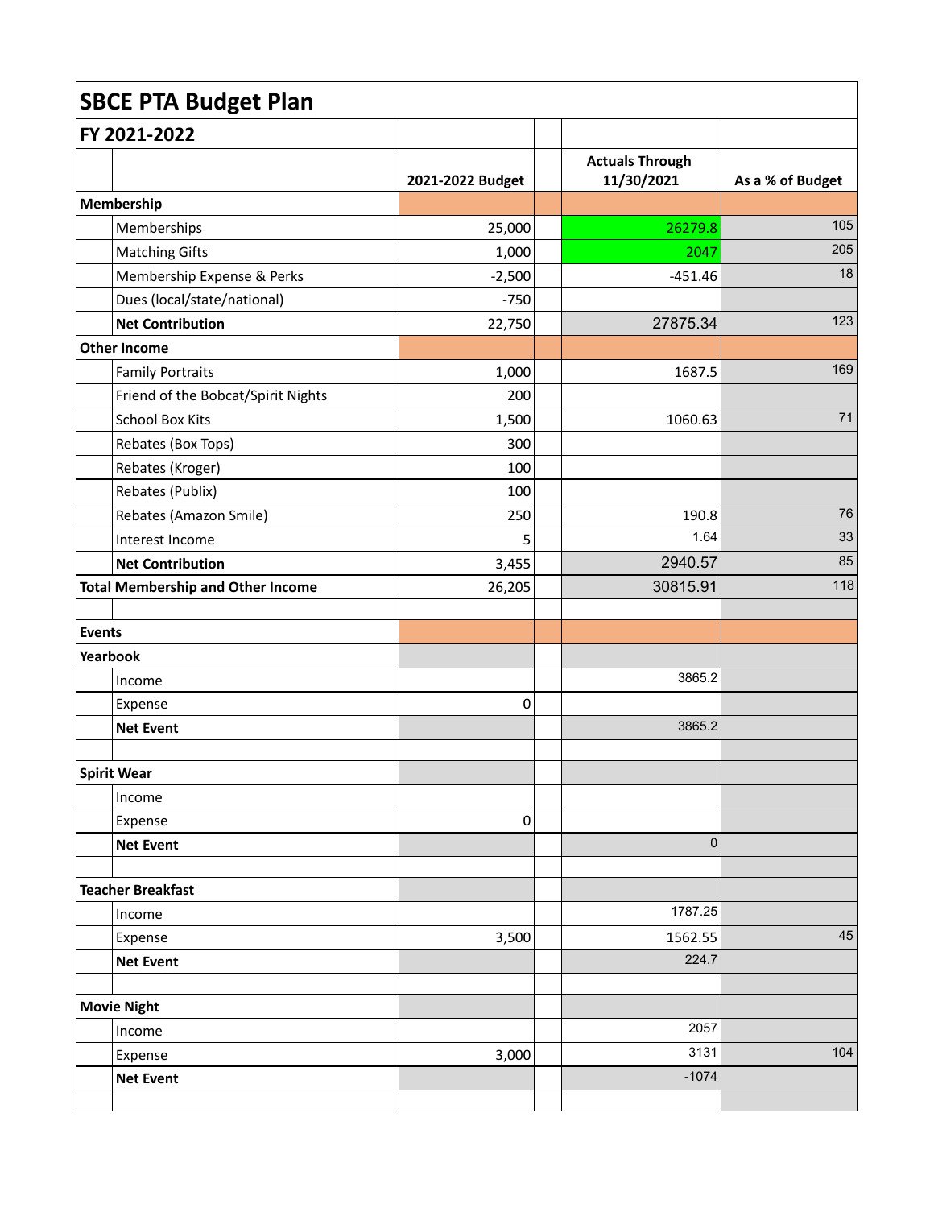# SBCE PTA Budget Plan

## FY 2021-2022

| | | 2021-2022 Budget | | Actuals Through 11/30/2021 | As a % of Budget |
|---|---|---|---|---|---|
| **Membership** | | | | | |
| | Memberships | 25,000 | | 26279.8 | 105 |
| | Matching Gifts | 1,000 | | 2047 | 205 |
| | Membership Expense & Perks | -2,500 | | -451.46 | 18 |
| | Dues (local/state/national) | -750 | | | |
| | **Net Contribution** | 22,750 | | 27875.34 | 123 |
| **Other Income** | | | | | |
| | Family Portraits | 1,000 | | 1687.5 | 169 |
| | Friend of the Bobcat/Spirit Nights | 200 | | | |
| | School Box Kits | 1,500 | | 1060.63 | 71 |
| | Rebates (Box Tops) | 300 | | | |
| | Rebates (Kroger) | 100 | | | |
| | Rebates (Publix) | 100 | | | |
| | Rebates (Amazon Smile) | 250 | | 190.8 | 76 |
| | Interest Income | 5 | | 1.64 | 33 |
| | **Net Contribution** | 3,455 | | 2940.57 | 85 |
| **Total Membership and Other Income** | | 26,205 | | 30815.91 | 118 |
| | | | | | |
| **Events** | | | | | |
| **Yearbook** | | | | | |
| | Income | | | 3865.2 | |
| | Expense | 0 | | | |
| | **Net Event** | | | 3865.2 | |
| | | | | | |
| **Spirit Wear** | | | | | |
| | Income | | | | |
| | Expense | 0 | | | |
| | **Net Event** | | | 0 | |
| | | | | | |
| **Teacher Breakfast** | | | | | |
| | Income | | | 1787.25 | |
| | Expense | 3,500 | | 1562.55 | 45 |
| | **Net Event** | | | 224.7 | |
| | | | | | |
| **Movie Night** | | | | | |
| | Income | | | 2057 | |
| | Expense | 3,000 | | 3131 | 104 |
| | **Net Event** | | | -1074 | |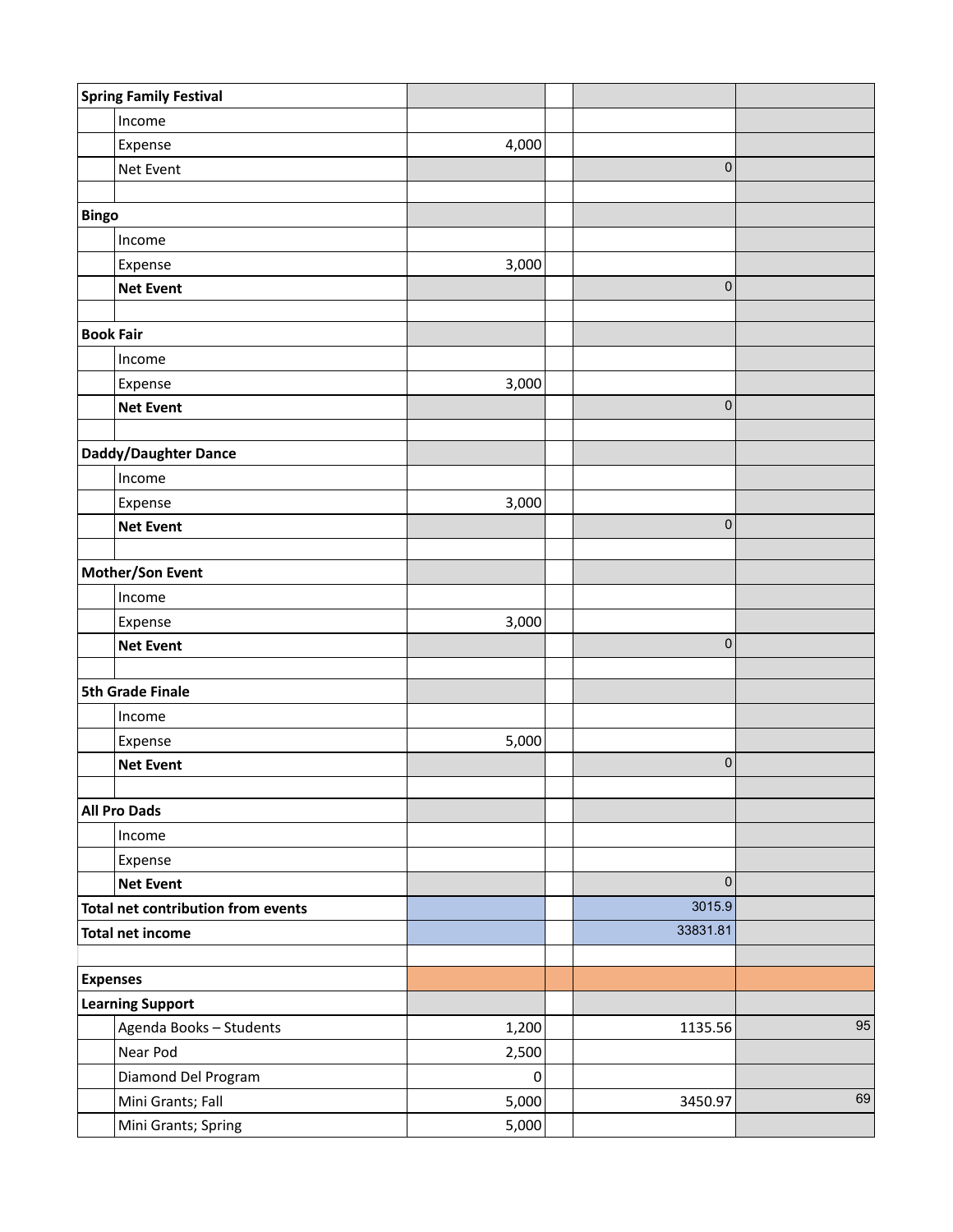| | | | | | |
|---|---|---|---|---|---|
| **Spring Family Festival** | | | | | |
| | Income | | | | |
| | Expense | 4,000 | | | |
| | Net Event | | | 0 | |
| | | | | | |
| **Bingo** | | | | | |
| | Income | | | | |
| | Expense | 3,000 | | | |
| | **Net Event** | | | 0 | |
| | | | | | |
| **Book Fair** | | | | | |
| | Income | | | | |
| | Expense | 3,000 | | | |
| | **Net Event** | | | 0 | |
| | | | | | |
| **Daddy/Daughter Dance** | | | | | |
| | Income | | | | |
| | Expense | 3,000 | | | |
| | **Net Event** | | | 0 | |
| | | | | | |
| **Mother/Son Event** | | | | | |
| | Income | | | | |
| | Expense | 3,000 | | | |
| | **Net Event** | | | 0 | |
| | | | | | |
| **5th Grade Finale** | | | | | |
| | Income | | | | |
| | Expense | 5,000 | | | |
| | **Net Event** | | | 0 | |
| | | | | | |
| **All Pro Dads** | | | | | |
| | Income | | | | |
| | Expense | | | | |
| | **Net Event** | | | 0 | |
| **Total net contribution from events** | | | | 3015.9 | |
| **Total net income** | | | | 33831.81 | |
| | | | | | |
| **Expenses** | | | | | |
| **Learning Support** | | | | | |
| | Agenda Books – Students | 1,200 | | 1135.56 | 95 |
| | Near Pod | 2,500 | | | |
| | Diamond Del Program | 0 | | | |
| | Mini Grants; Fall | 5,000 | | 3450.97 | 69 |
| | Mini Grants; Spring | 5,000 | | | |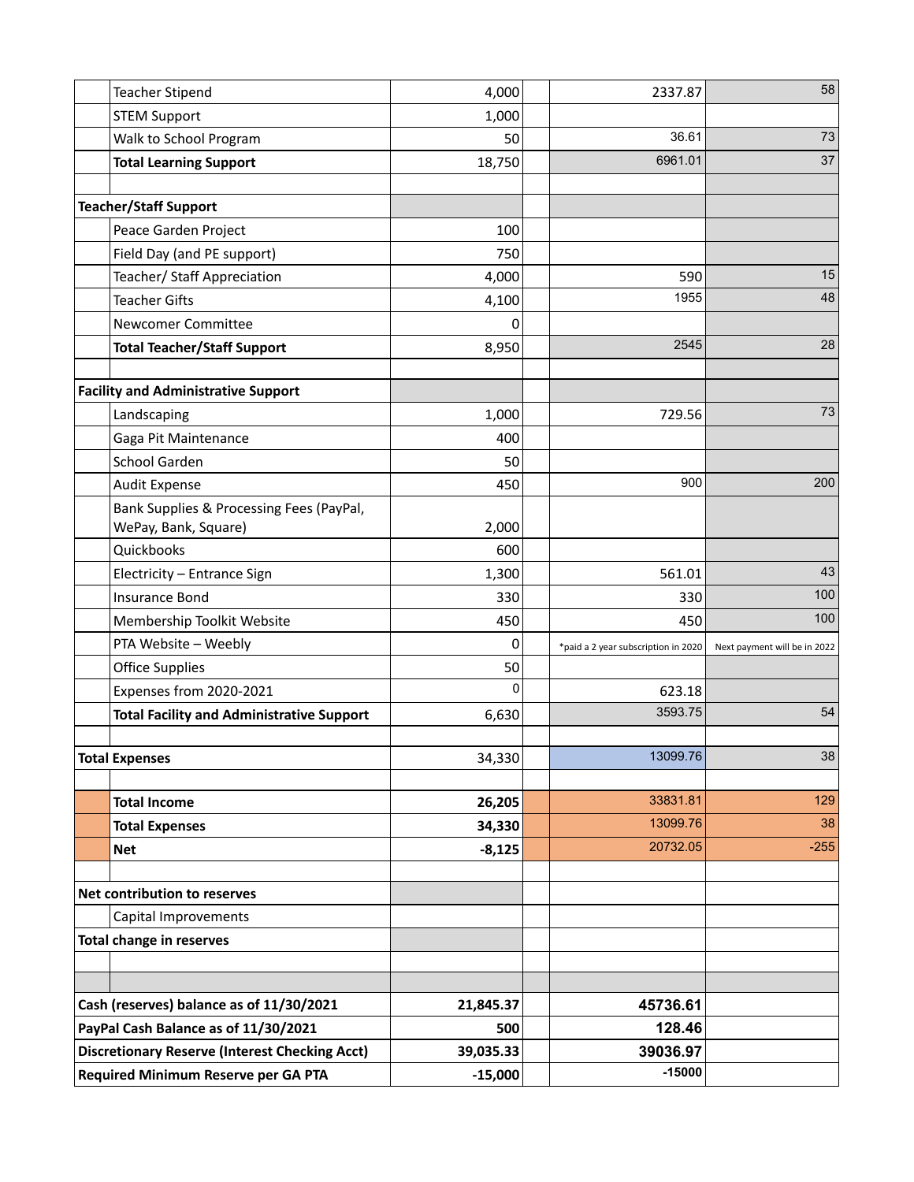| | | | | | |
|---|---|---|---|---|---|
| | Teacher Stipend | 4,000 | | 2337.87 | 58 |
| | STEM Support | 1,000 | | | |
| | Walk to School Program | 50 | | 36.61 | 73 |
| | **Total Learning Support** | 18,750 | | 6961.01 | 37 |
| | | | | | |
| **Teacher/Staff Support** | | | | | |
| | Peace Garden Project | 100 | | | |
| | Field Day (and PE support) | 750 | | | |
| | Teacher/ Staff Appreciation | 4,000 | | 590 | 15 |
| | Teacher Gifts | 4,100 | | 1955 | 48 |
| | Newcomer Committee | 0 | | | |
| | **Total Teacher/Staff Support** | 8,950 | | 2545 | 28 |
| | | | | | |
| **Facility and Administrative Support** | | | | | |
| | Landscaping | 1,000 | | 729.56 | 73 |
| | Gaga Pit Maintenance | 400 | | | |
| | School Garden | 50 | | | |
| | Audit Expense | 450 | | 900 | 200 |
| | Bank Supplies & Processing Fees (PayPal, WePay, Bank, Square) | 2,000 | | | |
| | Quickbooks | 600 | | | |
| | Electricity – Entrance Sign | 1,300 | | 561.01 | 43 |
| | Insurance Bond | 330 | | 330 | 100 |
| | Membership Toolkit Website | 450 | | 450 | 100 |
| | PTA Website – Weebly | 0 | | *paid a 2 year subscription in 2020 | Next payment will be in 2022 |
| | Office Supplies | 50 | | | |
| | Expenses from 2020-2021 | 0 | | 623.18 | |
| | **Total Facility and Administrative Support** | 6,630 | | 3593.75 | 54 |
| | | | | | |
| **Total Expenses** | | 34,330 | | 13099.76 | 38 |
| | | | | | |
| | **Total Income** | **26,205** | | 33831.81 | 129 |
| | **Total Expenses** | **34,330** | | 13099.76 | 38 |
| | **Net** | **-8,125** | | 20732.05 | -255 |
| | | | | | |
| **Net contribution to reserves** | | | | | |
| | Capital Improvements | | | | |
| **Total change in reserves** | | | | | |
| | | | | | |
| | | | | | |
| **Cash (reserves) balance as of 11/30/2021** | | **21,845.37** | | **45736.61** | |
| **PayPal Cash Balance as of 11/30/2021** | | **500** | | **128.46** | |
| **Discretionary Reserve (Interest Checking Acct)** | | **39,035.33** | | **39036.97** | |
| **Required Minimum Reserve per GA PTA** | | **-15,000** | | -15000 | |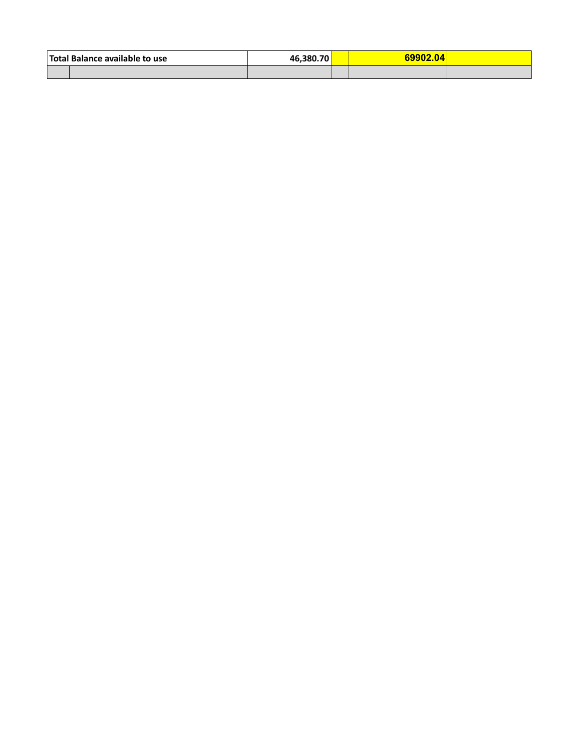| | | | | | |
|---|---|---|---|---|---|
| **Total Balance available to use** | | **46,380.70** | | **69902.04** | |
| | | | | | |